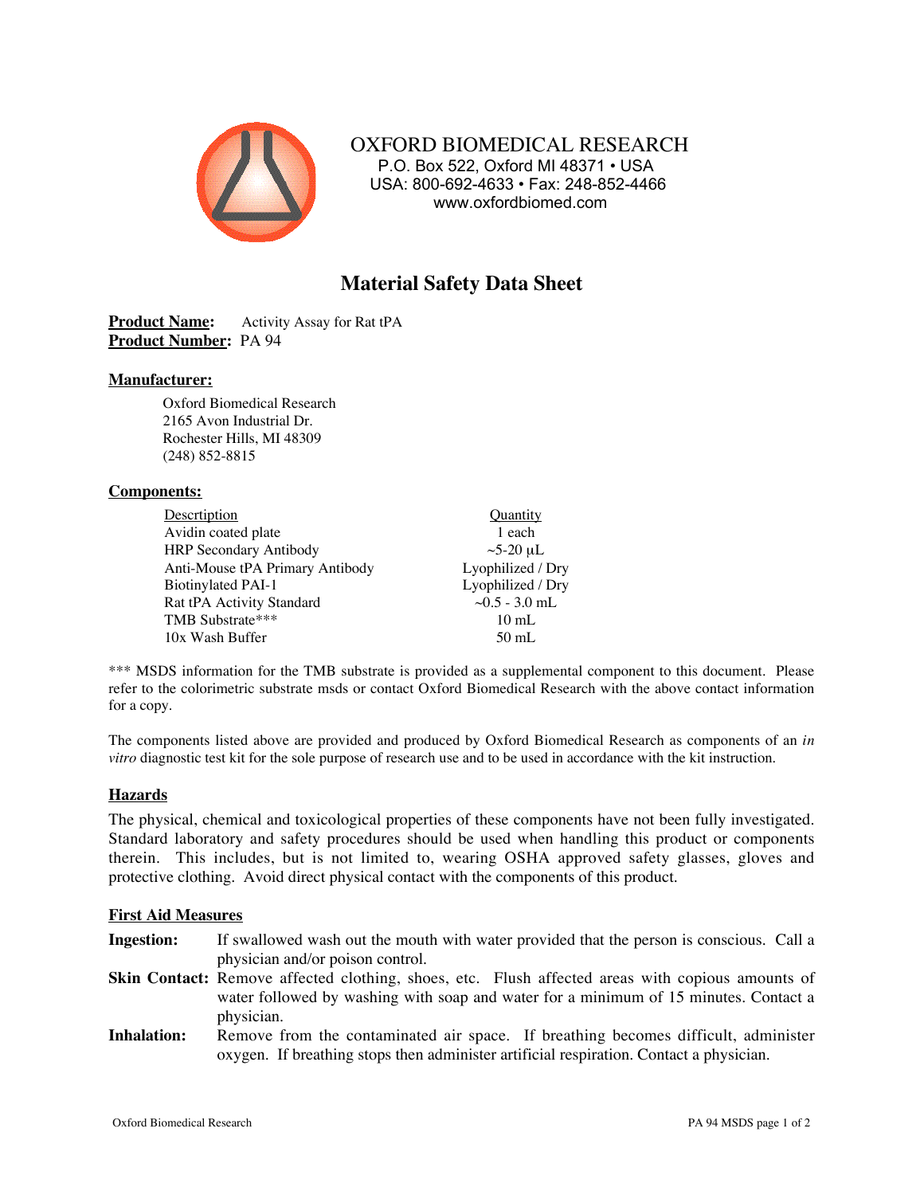# OXFORD BIOMEDICAL RESEARCH

P.O. Box 522, Oxford MI 48371 • USA
USA: 800-692-4633 • Fax: 248-852-4466
www.oxfordbiomed.com

## Material Safety Data Sheet

**Product Name:** Activity Assay for Rat tPA
**Product Number:** PA 94

**Manufacturer:**

Oxford Biomedical Research
2165 Avon Industrial Dr.
Rochester Hills, MI 48309
(248) 852-8815

**Components:**

| Descrtiption | Quantity |
|---|---|
| Avidin coated plate | 1 each |
| HRP Secondary Antibody | ~5-20 µL |
| Anti-Mouse tPA Primary Antibody | Lyophilized / Dry |
| Biotinylated PAI-1 | Lyophilized / Dry |
| Rat tPA Activity Standard | ~0.5 - 3.0 mL |
| TMB Substrate*** | 10 mL |
| 10x Wash Buffer | 50 mL |

*** MSDS information for the TMB substrate is provided as a supplemental component to this document. Please refer to the colorimetric substrate msds or contact Oxford Biomedical Research with the above contact information for a copy.

The components listed above are provided and produced by Oxford Biomedical Research as components of an *in vitro* diagnostic test kit for the sole purpose of research use and to be used in accordance with the kit instruction.

**Hazards**

The physical, chemical and toxicological properties of these components have not been fully investigated. Standard laboratory and safety procedures should be used when handling this product or components therein. This includes, but is not limited to, wearing OSHA approved safety glasses, gloves and protective clothing. Avoid direct physical contact with the components of this product.

**First Aid Measures**

**Ingestion:** If swallowed wash out the mouth with water provided that the person is conscious. Call a physician and/or poison control.

**Skin Contact:** Remove affected clothing, shoes, etc. Flush affected areas with copious amounts of water followed by washing with soap and water for a minimum of 15 minutes. Contact a physician.

**Inhalation:** Remove from the contaminated air space. If breathing becomes difficult, administer oxygen. If breathing stops then administer artificial respiration. Contact a physician.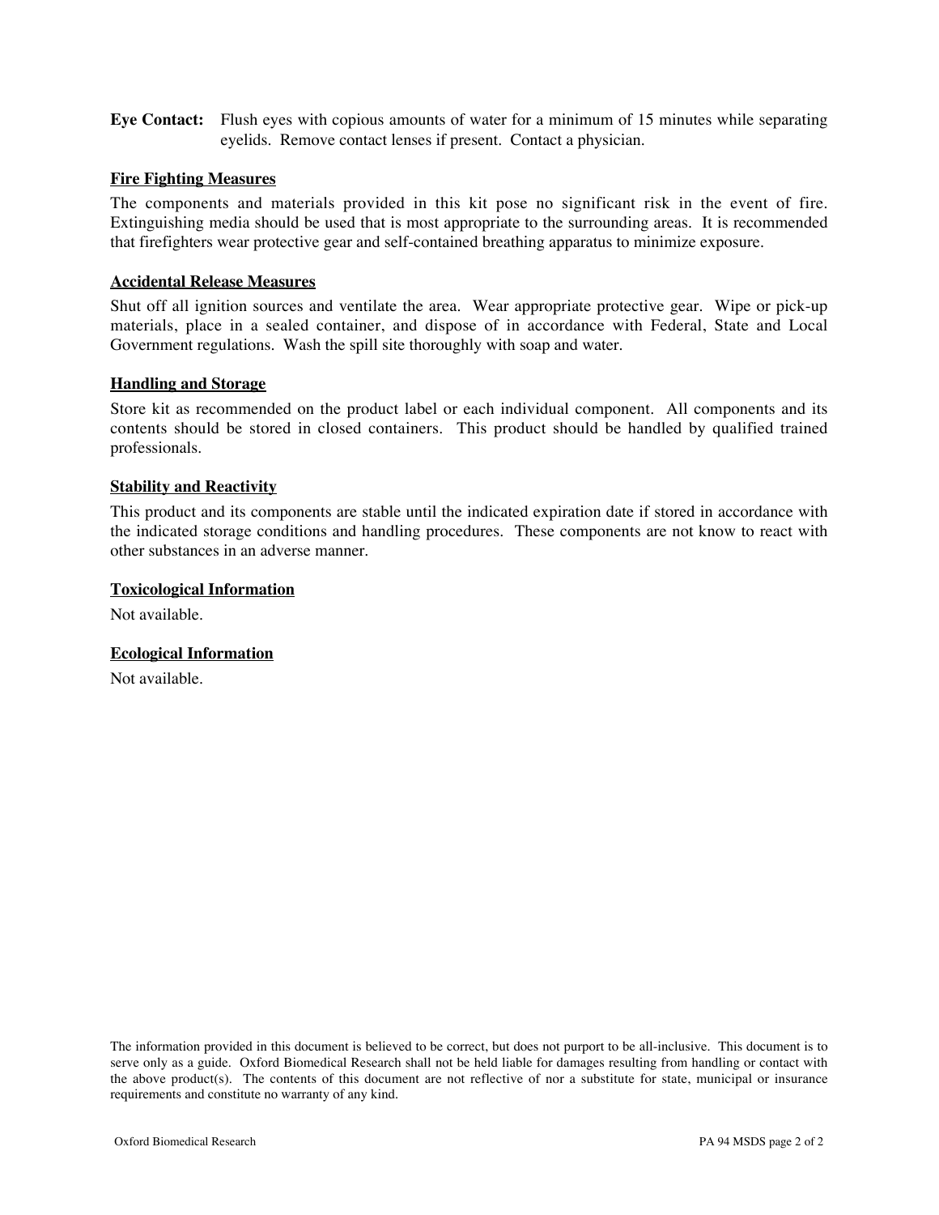**Eye Contact:** Flush eyes with copious amounts of water for a minimum of 15 minutes while separating eyelids. Remove contact lenses if present. Contact a physician.

## Fire Fighting Measures

The components and materials provided in this kit pose no significant risk in the event of fire. Extinguishing media should be used that is most appropriate to the surrounding areas. It is recommended that firefighters wear protective gear and self-contained breathing apparatus to minimize exposure.

## Accidental Release Measures

Shut off all ignition sources and ventilate the area. Wear appropriate protective gear. Wipe or pick-up materials, place in a sealed container, and dispose of in accordance with Federal, State and Local Government regulations. Wash the spill site thoroughly with soap and water.

## Handling and Storage

Store kit as recommended on the product label or each individual component. All components and its contents should be stored in closed containers. This product should be handled by qualified trained professionals.

## Stability and Reactivity

This product and its components are stable until the indicated expiration date if stored in accordance with the indicated storage conditions and handling procedures. These components are not know to react with other substances in an adverse manner.

## Toxicological Information

Not available.

## Ecological Information

Not available.

The information provided in this document is believed to be correct, but does not purport to be all-inclusive. This document is to serve only as a guide. Oxford Biomedical Research shall not be held liable for damages resulting from handling or contact with the above product(s). The contents of this document are not reflective of nor a substitute for state, municipal or insurance requirements and constitute no warranty of any kind.